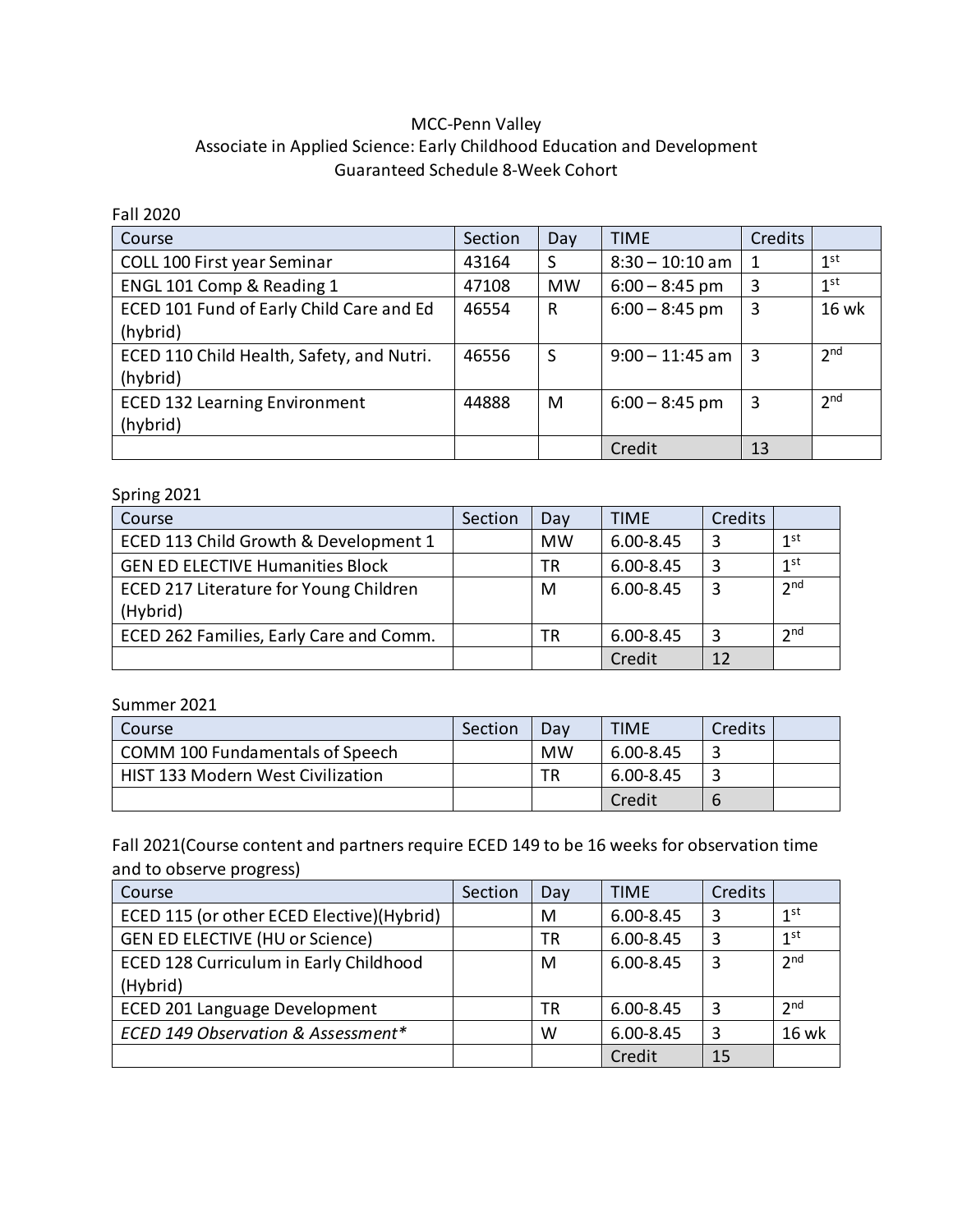MCC-Penn Valley
Associate in Applied Science: Early Childhood Education and Development
Guaranteed Schedule 8-Week Cohort

Fall 2020

| Course | Section | Day | TIME | Credits | |
|---|---|---|---|---|---|
| COLL 100 First year Seminar | 43164 | S | 8:30 – 10:10 am | 1 | 1st |
| ENGL 101 Comp & Reading 1 | 47108 | MW | 6:00 – 8:45 pm | 3 | 1st |
| ECED 101 Fund of Early Child Care and Ed (hybrid) | 46554 | R | 6:00 – 8:45 pm | 3 | 16 wk |
| ECED 110 Child Health, Safety, and Nutri. (hybrid) | 46556 | S | 9:00 – 11:45 am | 3 | 2nd |
| ECED 132 Learning Environment (hybrid) | 44888 | M | 6:00 – 8:45 pm | 3 | 2nd |
| | | | Credit | 13 | |

Spring 2021

| Course | Section | Day | TIME | Credits | |
|---|---|---|---|---|---|
| ECED 113 Child Growth & Development 1 | | MW | 6.00-8.45 | 3 | 1st |
| GEN ED ELECTIVE Humanities Block | | TR | 6.00-8.45 | 3 | 1st |
| ECED 217 Literature for Young Children (Hybrid) | | M | 6.00-8.45 | 3 | 2nd |
| ECED 262 Families, Early Care and Comm. | | TR | 6.00-8.45 | 3 | 2nd |
| | | | Credit | 12 | |

Summer 2021

| Course | Section | Day | TIME | Credits | |
|---|---|---|---|---|---|
| COMM 100 Fundamentals of Speech | | MW | 6.00-8.45 | 3 | |
| HIST 133 Modern West Civilization | | TR | 6.00-8.45 | 3 | |
| | | | Credit | 6 | |

Fall 2021(Course content and partners require ECED 149 to be 16 weeks for observation time and to observe progress)

| Course | Section | Day | TIME | Credits | |
|---|---|---|---|---|---|
| ECED 115 (or other ECED Elective)(Hybrid) | | M | 6.00-8.45 | 3 | 1st |
| GEN ED ELECTIVE (HU or Science) | | TR | 6.00-8.45 | 3 | 1st |
| ECED 128 Curriculum in Early Childhood (Hybrid) | | M | 6.00-8.45 | 3 | 2nd |
| ECED 201 Language Development | | TR | 6.00-8.45 | 3 | 2nd |
| *ECED 149 Observation & Assessment** | | W | 6.00-8.45 | 3 | 16 wk |
| | | | Credit | 15 | |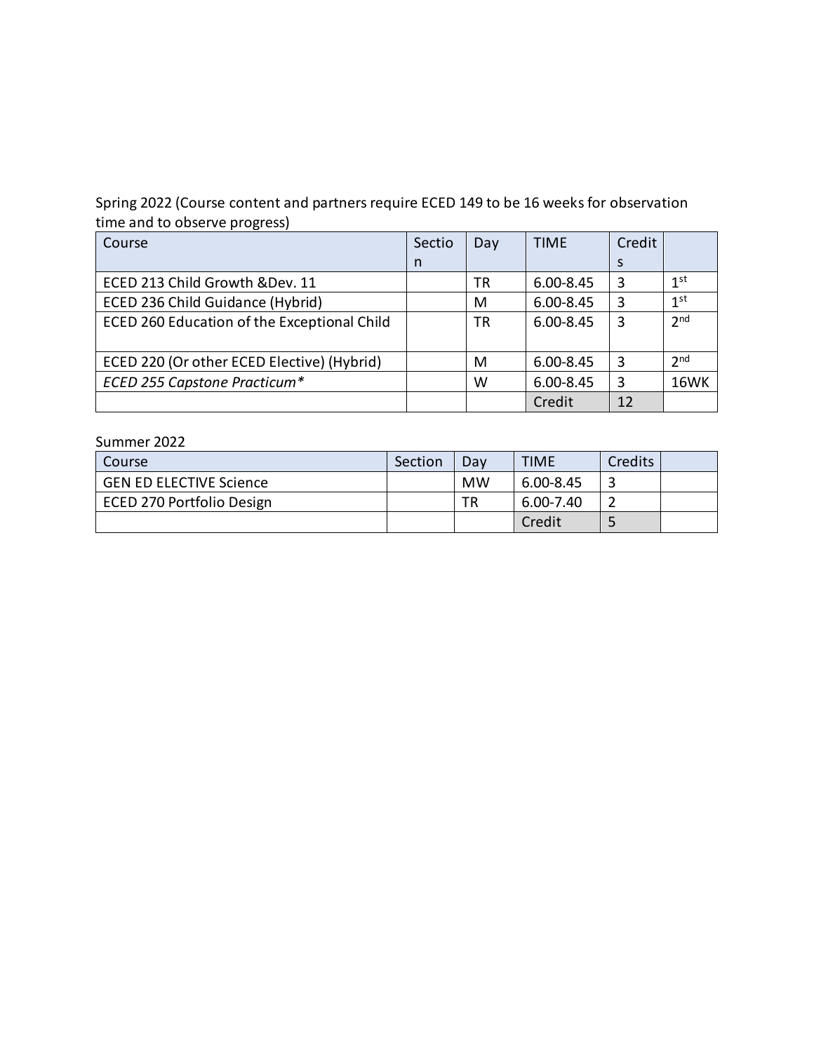Spring 2022 (Course content and partners require ECED 149 to be 16 weeks for observation time and to observe progress)

| Course | Section | Day | TIME | Credits | |
|---|---|---|---|---|---|
| ECED 213 Child Growth &Dev. 11 | | TR | 6.00-8.45 | 3 | 1st |
| ECED 236 Child Guidance (Hybrid) | | M | 6.00-8.45 | 3 | 1st |
| ECED 260 Education of the Exceptional Child | | TR | 6.00-8.45 | 3 | 2nd |
| ECED 220 (Or other ECED Elective) (Hybrid) | | M | 6.00-8.45 | 3 | 2nd |
| *ECED 255 Capstone Practicum** | | W | 6.00-8.45 | 3 | 16WK |
| | | | Credit | 12 | |

Summer 2022

| Course | Section | Day | TIME | Credits | |
|---|---|---|---|---|---|
| GEN ED ELECTIVE Science | | MW | 6.00-8.45 | 3 | |
| ECED 270 Portfolio Design | | TR | 6.00-7.40 | 2 | |
| | | | Credit | 5 | |